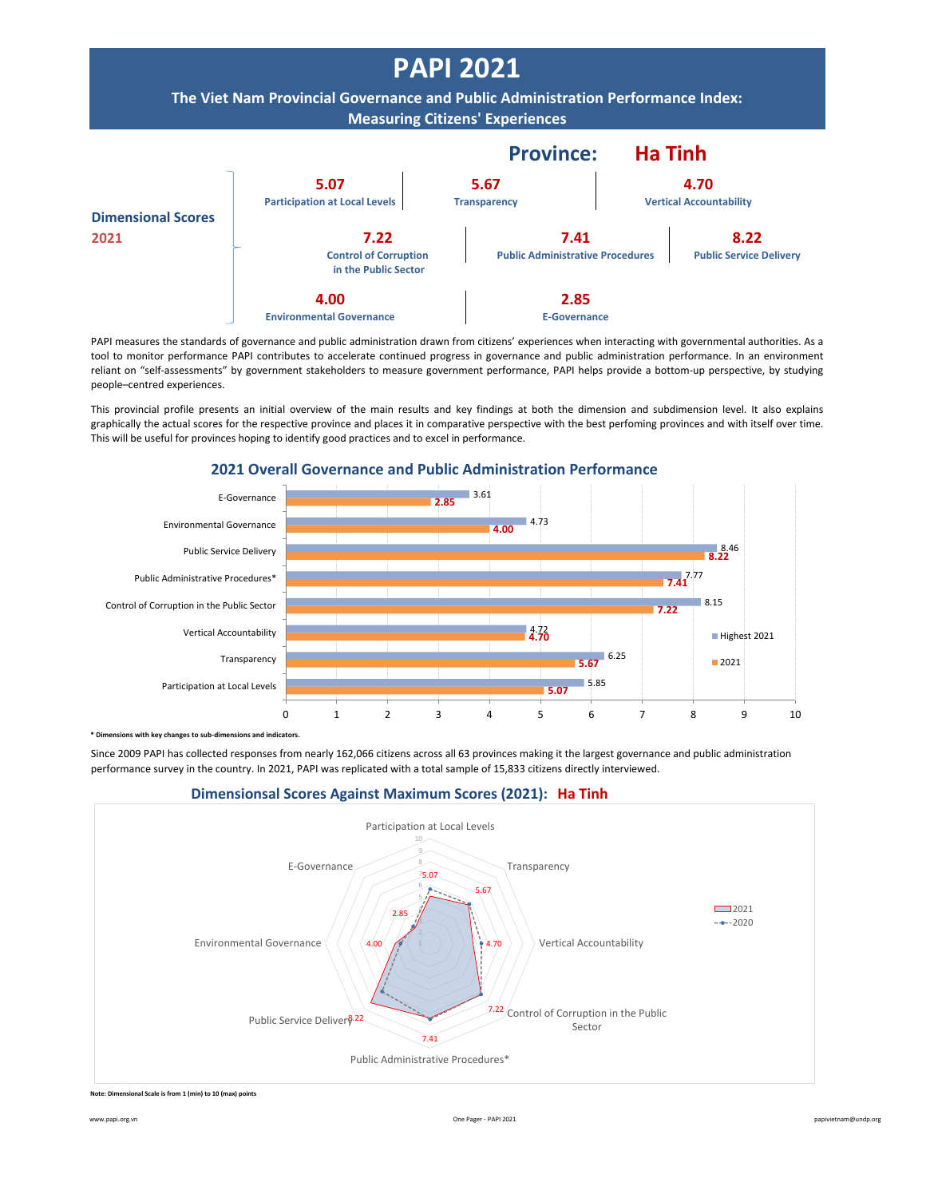# PAPI 2021

## The Viet Nam Provincial Governance and Public Administration Performance Index: Measuring Citizens' Experiences

## Province: Ha Tinh

**Dimensional Scores 2021**

| Dimension | Score |
|---|---|
| Participation at Local Levels | 5.07 |
| Transparency | 5.67 |
| Vertical Accountability | 4.70 |
| Control of Corruption in the Public Sector | 7.22 |
| Public Administrative Procedures | 7.41 |
| Public Service Delivery | 8.22 |
| Environmental Governance | 4.00 |
| E-Governance | 2.85 |

PAPI measures the standards of governance and public administration drawn from citizens' experiences when interacting with governmental authorities. As a tool to monitor performance PAPI contributes to accelerate continued progress in governance and public administration performance. In an environment reliant on "self-assessments" by government stakeholders to measure government performance, PAPI helps provide a bottom-up perspective, by studying people–centred experiences.

This provincial profile presents an initial overview of the main results and key findings at both the dimension and subdimension level. It also explains graphically the actual scores for the respective province and places it in comparative perspective with the best perfoming provinces and with itself over time. This will be useful for provinces hoping to identify good practices and to excel in performance.

### 2021 Overall Governance and Public Administration Performance

| Dimension | Highest 2021 | 2021 |
|---|---|---|
| E-Governance | 3.61 | 2.85 |
| Environmental Governance | 4.73 | 4.00 |
| Public Service Delivery | 8.46 | 8.22 |
| Public Administrative Procedures* | 7.77 | 7.41 |
| Control of Corruption in the Public Sector | 8.15 | 7.22 |
| Vertical Accountability | 4.72 | 4.70 |
| Transparency | 6.25 | 5.67 |
| Participation at Local Levels | 5.85 | 5.07 |

**\* Dimensions with key changes to sub-dimensions and indicators.**

Since 2009 PAPI has collected responses from nearly 162,066 citizens across all 63 provinces making it the largest governance and public administration performance survey in the country. In 2021, PAPI was replicated with a total sample of 15,833 citizens directly interviewed.

### Dimensionsal Scores Against Maximum Scores (2021): Ha Tinh

| Dimension | 2021 |
|---|---|
| Participation at Local Levels | 5.07 |
| Transparency | 5.67 |
| Vertical Accountability | 4.70 |
| Control of Corruption in the Public Sector | 7.22 |
| Public Administrative Procedures* | 7.41 |
| Public Service Delivery | 8.22 |
| Environmental Governance | 4.00 |
| E-Governance | 2.85 |

**Note: Dimensional Scale is from 1 (min) to 10 (max) points**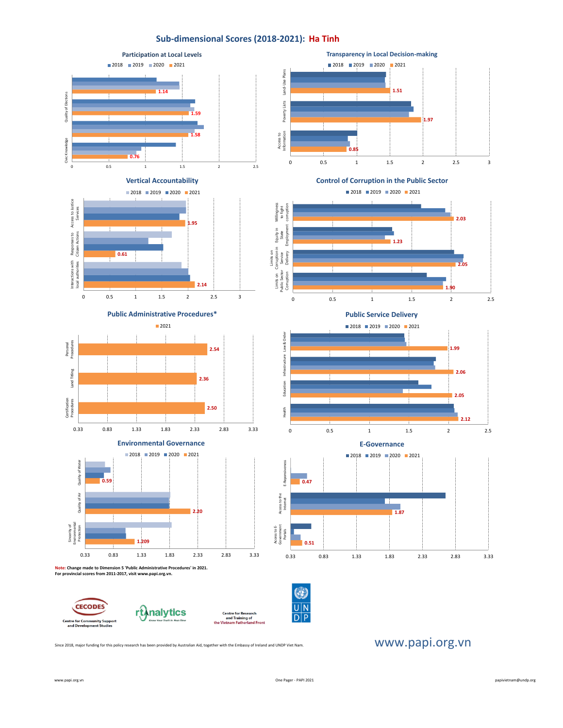# Sub-dimensional Scores (2018-2021): Ha Tinh

## Participation at Local Levels

2018 2019 2020 2021

Quality of Elections

Civic Knowledge

1.14

1.59

1.58

0.76

0 0.5 1 1.5 2 2.5

## Transparency in Local Decision-making

2018 2019 2020 2021

Land-Use Plans

Poverty Lists

Access to Information

1.51

1.97

0.85

0 0.5 1 1.5 2 2.5 3

## Vertical Accountability

2018 2019 2020 2021

Access to Justice Services

Responses to Citizen Actions

Interactions with local authorities

1.95

0.61

2.14

0 0.5 1 1.5 2 2.5 3

## Control of Corruption in the Public Sector

2018 2019 2020 2021

Willingness to fight corruption

Equity in State Employment

Limits on Corruption in Service Delivery

Limits on Public Sector Corruption

2.03

1.23

2.05

1.90

0 0.5 1 1.5 2 2.5

## Public Administrative Procedures*

2021

Personal Procedures

Land Titling

Certification Procedures

2.54

2.36

2.50

0.33 0.83 1.33 1.83 2.33 2.83 3.33

## Public Service Delivery

2018 2019 2020 2021

Law & Order

Infrastructure

Education

Health

1.99

2.06

2.05

2.12

0 0.5 1 1.5 2 2.5

## Environmental Governance

2018 2019 2020 2021

Quality of Water

Quality of Air

Sincerity of Environmental Protection

0.59

2.20

1.209

0.33 0.83 1.33 1.83 2.33 2.83 3.33

## E-Governance

2018 2019 2020 2021

E-Responsiveness

Access to the Internet

Access to E-Government Portals

0.47

1.87

0.51

0.33 0.83 1.33 1.83 2.33 2.83 3.33

**Note: Change made to Dimension 5 'Public Administrative Procedures' in 2021.**
**For provincial scores from 2011-2017, visit www.papi.org.vn.**

CECODES — Centre for Community Support and Development Studies

rtAnalytics — Know Your Truth In Real-Time

Centre for Research and Training of the Vietnam Fatherland Front

UNDP

Since 2018, major funding for this policy research has been provided by Australian Aid, together with the Embassy of Ireland and UNDP Viet Nam.

www.papi.org.vn